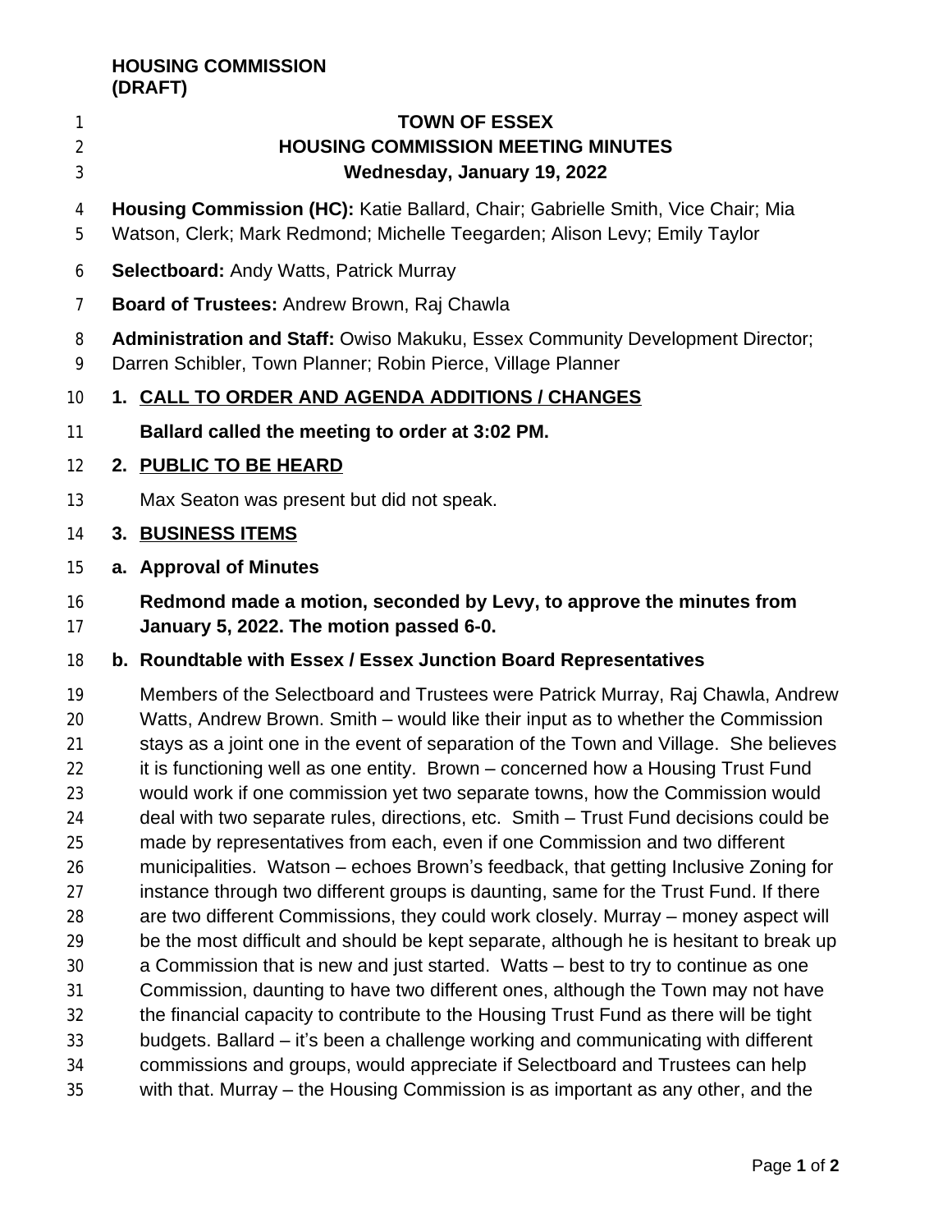**HOUSING COMMISSION**
**(DRAFT)**

# TOWN OF ESSEX
## HOUSING COMMISSION MEETING MINUTES
### Wednesday, January 19, 2022

**Housing Commission (HC):** Katie Ballard, Chair; Gabrielle Smith, Vice Chair; Mia Watson, Clerk; Mark Redmond; Michelle Teegarden; Alison Levy; Emily Taylor

**Selectboard:** Andy Watts, Patrick Murray

**Board of Trustees:** Andrew Brown, Raj Chawla

**Administration and Staff:** Owiso Makuku, Essex Community Development Director; Darren Schibler, Town Planner; Robin Pierce, Village Planner

**1. CALL TO ORDER AND AGENDA ADDITIONS / CHANGES**

**Ballard called the meeting to order at 3:02 PM.**

**2. PUBLIC TO BE HEARD**

Max Seaton was present but did not speak.

**3. BUSINESS ITEMS**

**a. Approval of Minutes**

**Redmond made a motion, seconded by Levy, to approve the minutes from January 5, 2022. The motion passed 6-0.**

**b. Roundtable with Essex / Essex Junction Board Representatives**

Members of the Selectboard and Trustees were Patrick Murray, Raj Chawla, Andrew Watts, Andrew Brown. Smith – would like their input as to whether the Commission stays as a joint one in the event of separation of the Town and Village. She believes it is functioning well as one entity. Brown – concerned how a Housing Trust Fund would work if one commission yet two separate towns, how the Commission would deal with two separate rules, directions, etc. Smith – Trust Fund decisions could be made by representatives from each, even if one Commission and two different municipalities. Watson – echoes Brown's feedback, that getting Inclusive Zoning for instance through two different groups is daunting, same for the Trust Fund. If there are two different Commissions, they could work closely. Murray – money aspect will be the most difficult and should be kept separate, although he is hesitant to break up a Commission that is new and just started. Watts – best to try to continue as one Commission, daunting to have two different ones, although the Town may not have the financial capacity to contribute to the Housing Trust Fund as there will be tight budgets. Ballard – it's been a challenge working and communicating with different commissions and groups, would appreciate if Selectboard and Trustees can help with that. Murray – the Housing Commission is as important as any other, and the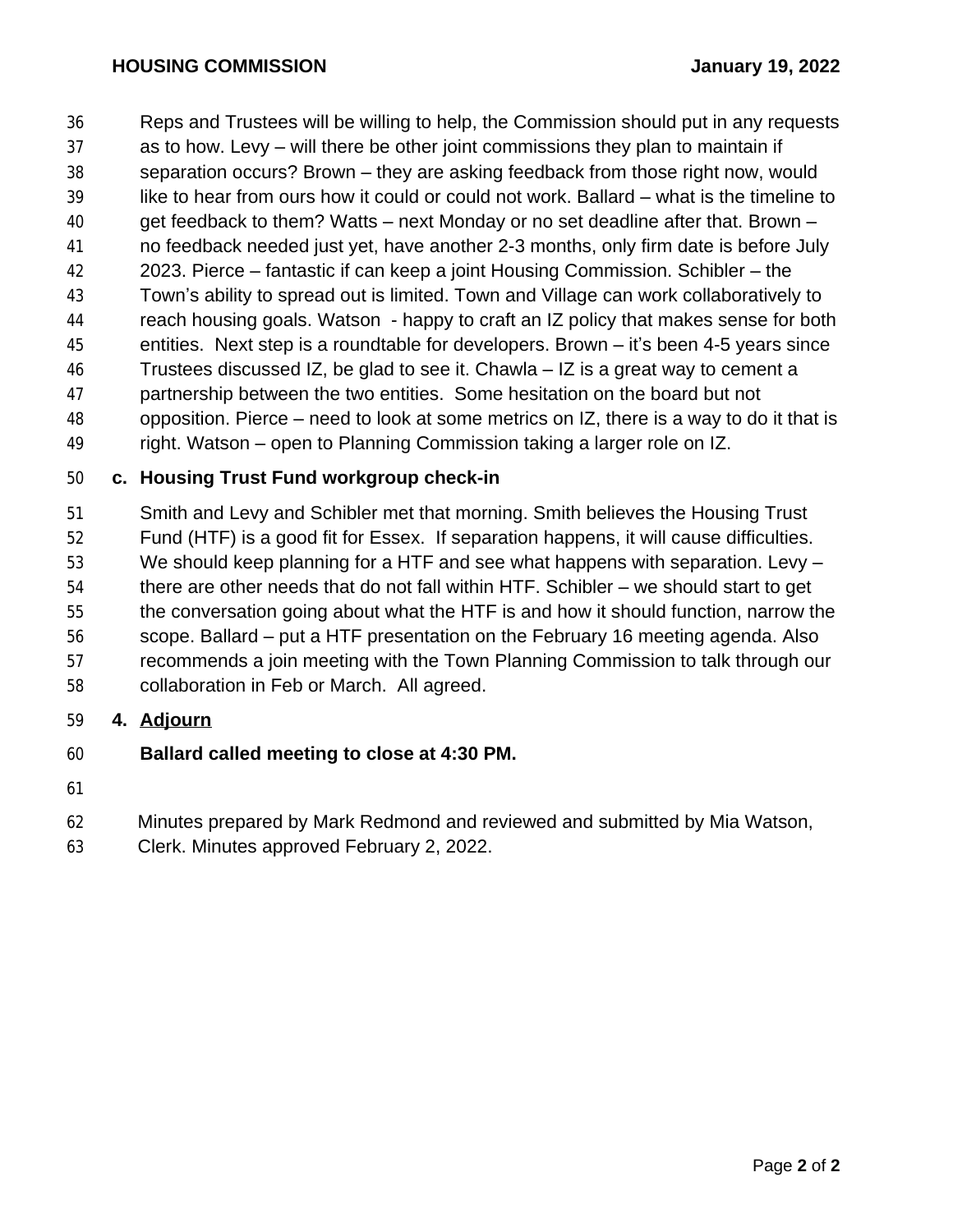Reps and Trustees will be willing to help, the Commission should put in any requests as to how. Levy – will there be other joint commissions they plan to maintain if separation occurs? Brown – they are asking feedback from those right now, would like to hear from ours how it could or could not work. Ballard – what is the timeline to get feedback to them? Watts – next Monday or no set deadline after that. Brown – no feedback needed just yet, have another 2-3 months, only firm date is before July 2023. Pierce – fantastic if can keep a joint Housing Commission. Schibler – the Town's ability to spread out is limited. Town and Village can work collaboratively to reach housing goals. Watson - happy to craft an IZ policy that makes sense for both entities. Next step is a roundtable for developers. Brown – it's been 4-5 years since Trustees discussed IZ, be glad to see it. Chawla – IZ is a great way to cement a partnership between the two entities. Some hesitation on the board but not opposition. Pierce – need to look at some metrics on IZ, there is a way to do it that is right. Watson – open to Planning Commission taking a larger role on IZ.

**c. Housing Trust Fund workgroup check-in**

Smith and Levy and Schibler met that morning. Smith believes the Housing Trust Fund (HTF) is a good fit for Essex. If separation happens, it will cause difficulties. We should keep planning for a HTF and see what happens with separation. Levy – there are other needs that do not fall within HTF. Schibler – we should start to get the conversation going about what the HTF is and how it should function, narrow the scope. Ballard – put a HTF presentation on the February 16 meeting agenda. Also recommends a join meeting with the Town Planning Commission to talk through our collaboration in Feb or March. All agreed.

**4. Adjourn**

**Ballard called meeting to close at 4:30 PM.**

Minutes prepared by Mark Redmond and reviewed and submitted by Mia Watson, Clerk. Minutes approved February 2, 2022.